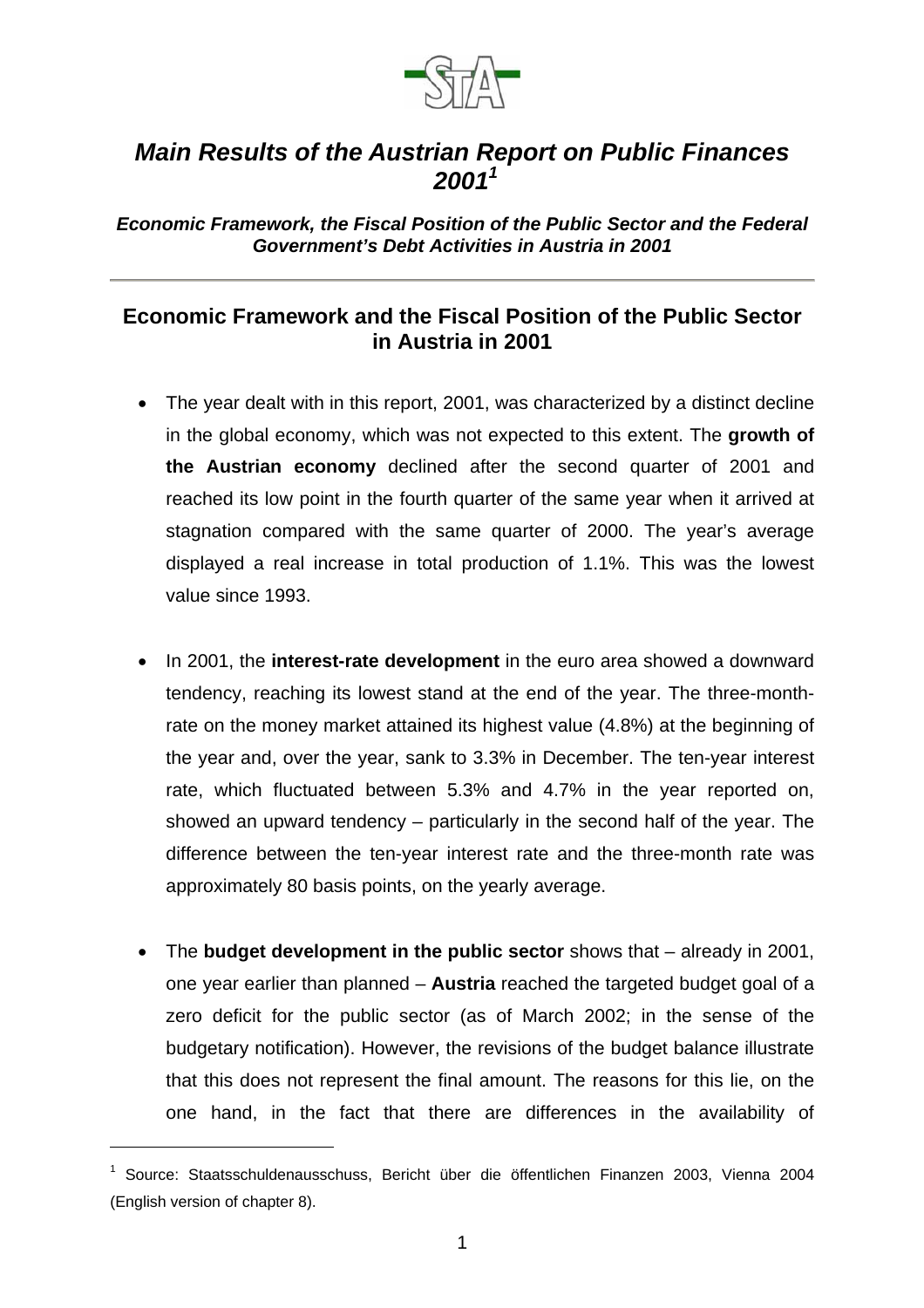# *Main Results of the Austrian Report on Public Finances 2001*[1]

***Economic Framework, the Fiscal Position of the Public Sector and the Federal Government's Debt Activities in Austria in 2001***

---

## Economic Framework and the Fiscal Position of the Public Sector in Austria in 2001

- The year dealt with in this report, 2001, was characterized by a distinct decline in the global economy, which was not expected to this extent. The **growth of the Austrian economy** declined after the second quarter of 2001 and reached its low point in the fourth quarter of the same year when it arrived at stagnation compared with the same quarter of 2000. The year's average displayed a real increase in total production of 1.1%. This was the lowest value since 1993.

- In 2001, the **interest-rate development** in the euro area showed a downward tendency, reaching its lowest stand at the end of the year. The three-month-rate on the money market attained its highest value (4.8%) at the beginning of the year and, over the year, sank to 3.3% in December. The ten-year interest rate, which fluctuated between 5.3% and 4.7% in the year reported on, showed an upward tendency – particularly in the second half of the year. The difference between the ten-year interest rate and the three-month rate was approximately 80 basis points, on the yearly average.

- The **budget development in the public sector** shows that – already in 2001, one year earlier than planned – **Austria** reached the targeted budget goal of a zero deficit for the public sector (as of March 2002; in the sense of the budgetary notification). However, the revisions of the budget balance illustrate that this does not represent the final amount. The reasons for this lie, on the one hand, in the fact that there are differences in the availability of

---

[1] Source: Staatsschuldenausschuss, Bericht über die öffentlichen Finanzen 2003, Vienna 2004 (English version of chapter 8).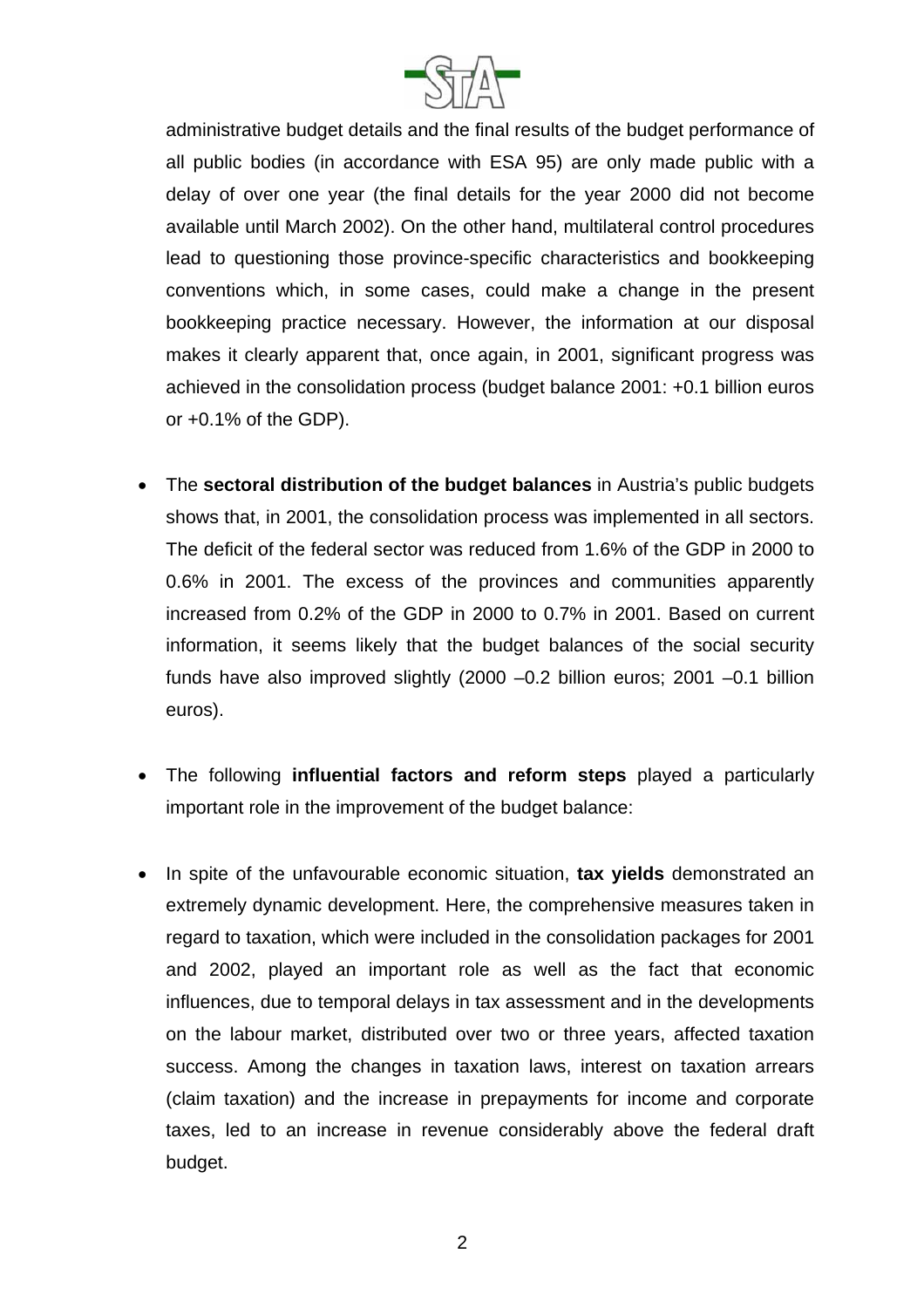administrative budget details and the final results of the budget performance of all public bodies (in accordance with ESA 95) are only made public with a delay of over one year (the final details for the year 2000 did not become available until March 2002). On the other hand, multilateral control procedures lead to questioning those province-specific characteristics and bookkeeping conventions which, in some cases, could make a change in the present bookkeeping practice necessary. However, the information at our disposal makes it clearly apparent that, once again, in 2001, significant progress was achieved in the consolidation process (budget balance 2001: +0.1 billion euros or +0.1% of the GDP).

- The **sectoral distribution of the budget balances** in Austria's public budgets shows that, in 2001, the consolidation process was implemented in all sectors. The deficit of the federal sector was reduced from 1.6% of the GDP in 2000 to 0.6% in 2001. The excess of the provinces and communities apparently increased from 0.2% of the GDP in 2000 to 0.7% in 2001. Based on current information, it seems likely that the budget balances of the social security funds have also improved slightly (2000 –0.2 billion euros; 2001 –0.1 billion euros).

- The following **influential factors and reform steps** played a particularly important role in the improvement of the budget balance:

- In spite of the unfavourable economic situation, **tax yields** demonstrated an extremely dynamic development. Here, the comprehensive measures taken in regard to taxation, which were included in the consolidation packages for 2001 and 2002, played an important role as well as the fact that economic influences, due to temporal delays in tax assessment and in the developments on the labour market, distributed over two or three years, affected taxation success. Among the changes in taxation laws, interest on taxation arrears (claim taxation) and the increase in prepayments for income and corporate taxes, led to an increase in revenue considerably above the federal draft budget.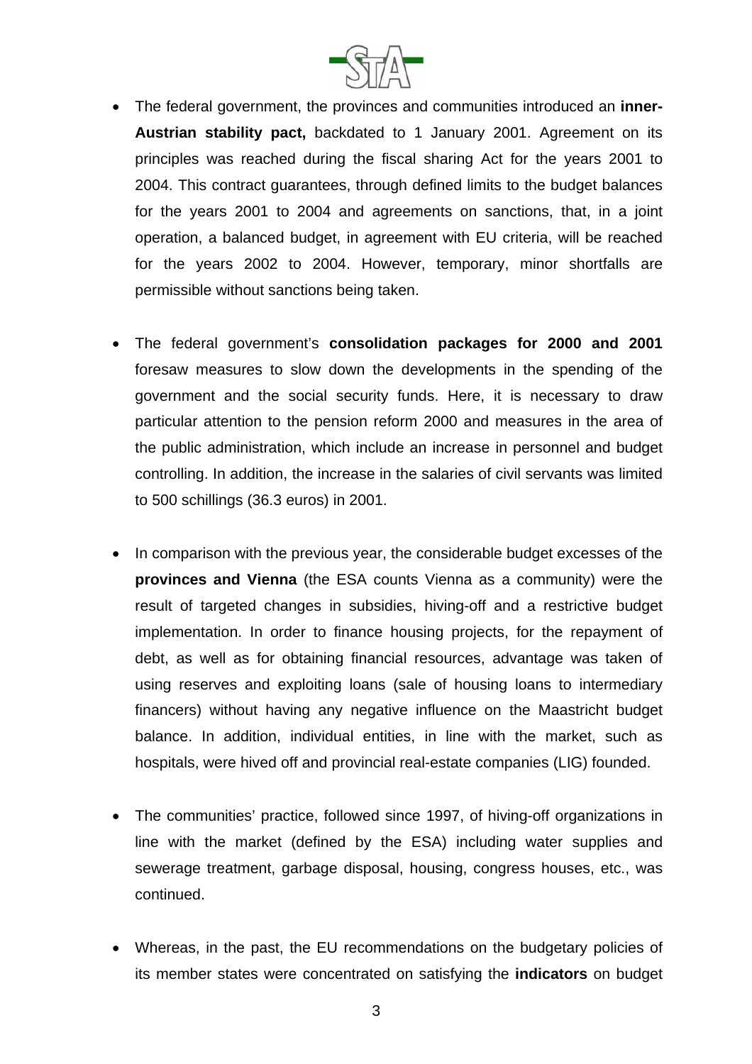- The federal government, the provinces and communities introduced an **inner-Austrian stability pact,** backdated to 1 January 2001. Agreement on its principles was reached during the fiscal sharing Act for the years 2001 to 2004. This contract guarantees, through defined limits to the budget balances for the years 2001 to 2004 and agreements on sanctions, that, in a joint operation, a balanced budget, in agreement with EU criteria, will be reached for the years 2002 to 2004. However, temporary, minor shortfalls are permissible without sanctions being taken.

- The federal government's **consolidation packages for 2000 and 2001** foresaw measures to slow down the developments in the spending of the government and the social security funds. Here, it is necessary to draw particular attention to the pension reform 2000 and measures in the area of the public administration, which include an increase in personnel and budget controlling. In addition, the increase in the salaries of civil servants was limited to 500 schillings (36.3 euros) in 2001.

- In comparison with the previous year, the considerable budget excesses of the **provinces and Vienna** (the ESA counts Vienna as a community) were the result of targeted changes in subsidies, hiving-off and a restrictive budget implementation. In order to finance housing projects, for the repayment of debt, as well as for obtaining financial resources, advantage was taken of using reserves and exploiting loans (sale of housing loans to intermediary financers) without having any negative influence on the Maastricht budget balance. In addition, individual entities, in line with the market, such as hospitals, were hived off and provincial real-estate companies (LIG) founded.

- The communities' practice, followed since 1997, of hiving-off organizations in line with the market (defined by the ESA) including water supplies and sewerage treatment, garbage disposal, housing, congress houses, etc., was continued.

- Whereas, in the past, the EU recommendations on the budgetary policies of its member states were concentrated on satisfying the **indicators** on budget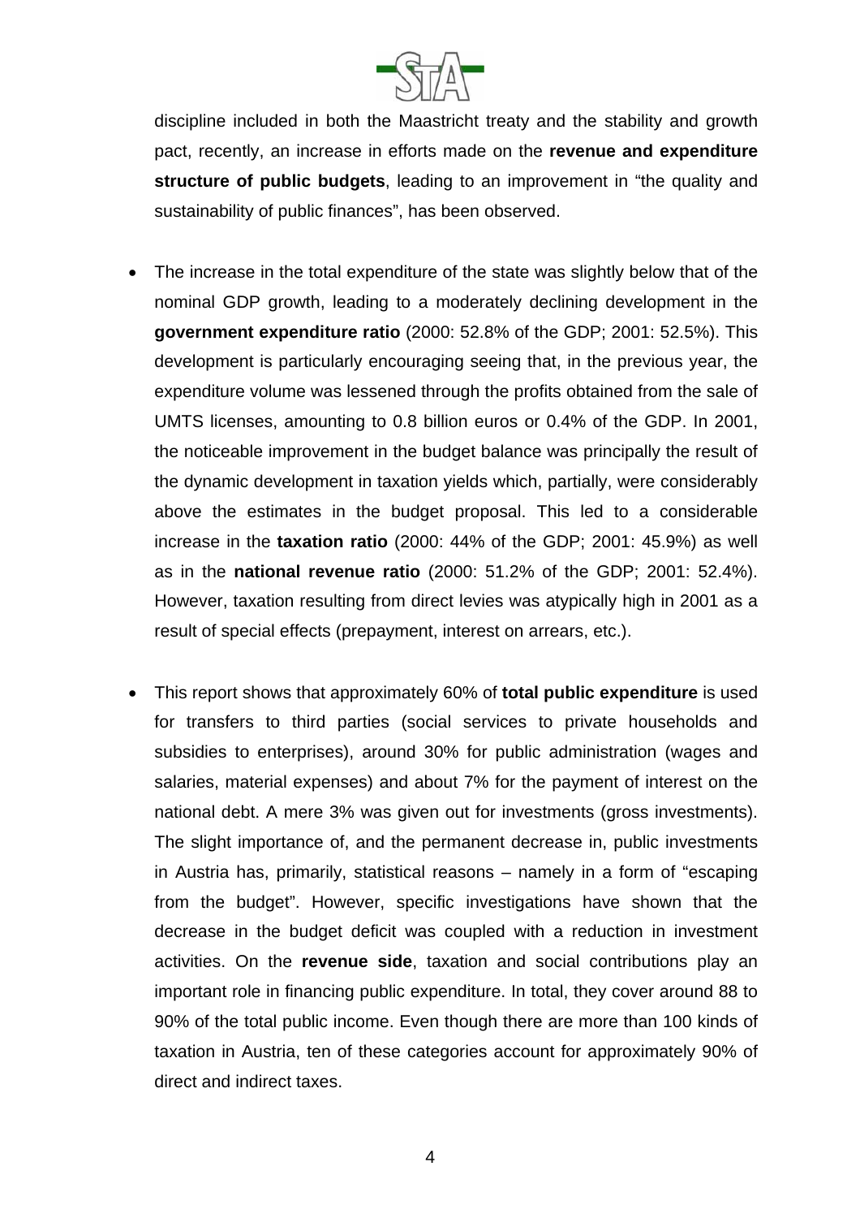discipline included in both the Maastricht treaty and the stability and growth pact, recently, an increase in efforts made on the **revenue and expenditure structure of public budgets**, leading to an improvement in "the quality and sustainability of public finances", has been observed.

- The increase in the total expenditure of the state was slightly below that of the nominal GDP growth, leading to a moderately declining development in the **government expenditure ratio** (2000: 52.8% of the GDP; 2001: 52.5%). This development is particularly encouraging seeing that, in the previous year, the expenditure volume was lessened through the profits obtained from the sale of UMTS licenses, amounting to 0.8 billion euros or 0.4% of the GDP. In 2001, the noticeable improvement in the budget balance was principally the result of the dynamic development in taxation yields which, partially, were considerably above the estimates in the budget proposal. This led to a considerable increase in the **taxation ratio** (2000: 44% of the GDP; 2001: 45.9%) as well as in the **national revenue ratio** (2000: 51.2% of the GDP; 2001: 52.4%). However, taxation resulting from direct levies was atypically high in 2001 as a result of special effects (prepayment, interest on arrears, etc.).

- This report shows that approximately 60% of **total public expenditure** is used for transfers to third parties (social services to private households and subsidies to enterprises), around 30% for public administration (wages and salaries, material expenses) and about 7% for the payment of interest on the national debt. A mere 3% was given out for investments (gross investments). The slight importance of, and the permanent decrease in, public investments in Austria has, primarily, statistical reasons – namely in a form of "escaping from the budget". However, specific investigations have shown that the decrease in the budget deficit was coupled with a reduction in investment activities. On the **revenue side**, taxation and social contributions play an important role in financing public expenditure. In total, they cover around 88 to 90% of the total public income. Even though there are more than 100 kinds of taxation in Austria, ten of these categories account for approximately 90% of direct and indirect taxes.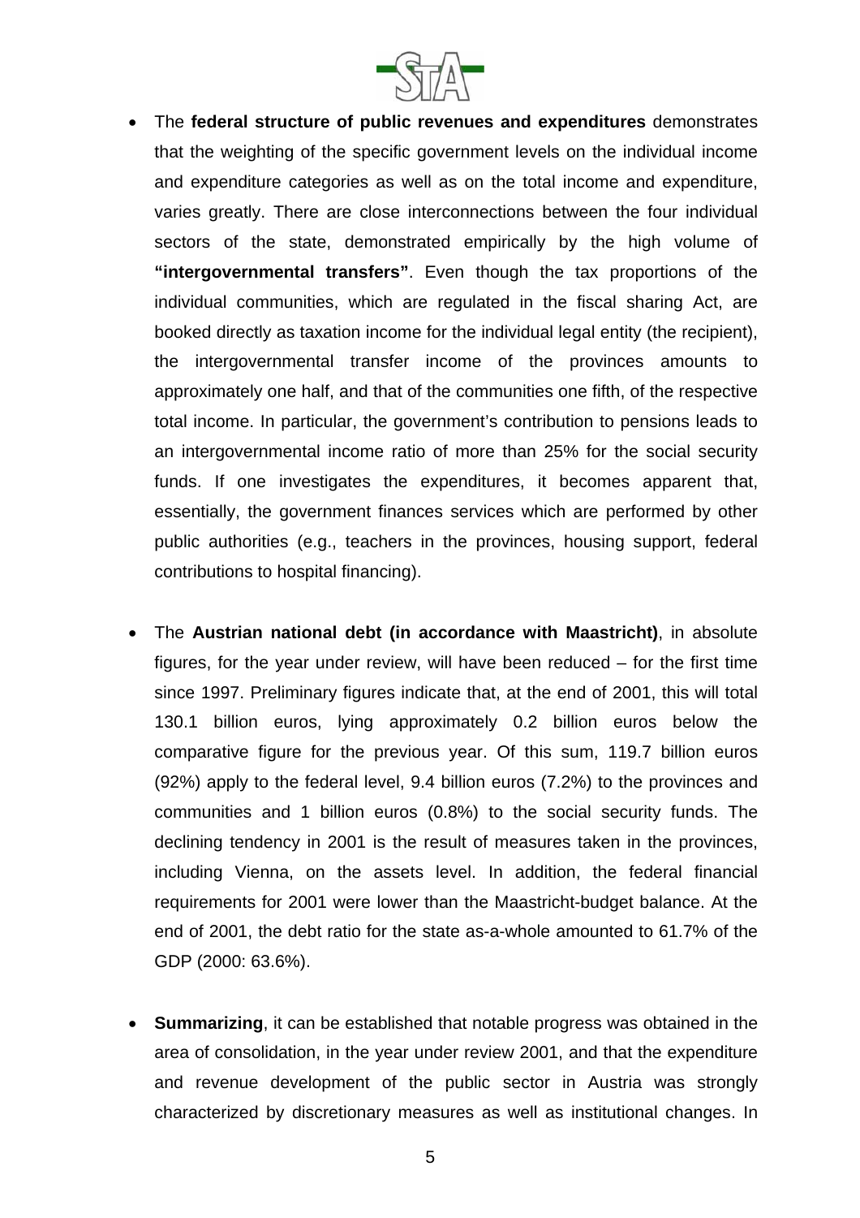- The **federal structure of public revenues and expenditures** demonstrates that the weighting of the specific government levels on the individual income and expenditure categories as well as on the total income and expenditure, varies greatly. There are close interconnections between the four individual sectors of the state, demonstrated empirically by the high volume of **"intergovernmental transfers"**. Even though the tax proportions of the individual communities, which are regulated in the fiscal sharing Act, are booked directly as taxation income for the individual legal entity (the recipient), the intergovernmental transfer income of the provinces amounts to approximately one half, and that of the communities one fifth, of the respective total income. In particular, the government's contribution to pensions leads to an intergovernmental income ratio of more than 25% for the social security funds. If one investigates the expenditures, it becomes apparent that, essentially, the government finances services which are performed by other public authorities (e.g., teachers in the provinces, housing support, federal contributions to hospital financing).

- The **Austrian national debt (in accordance with Maastricht)**, in absolute figures, for the year under review, will have been reduced – for the first time since 1997. Preliminary figures indicate that, at the end of 2001, this will total 130.1 billion euros, lying approximately 0.2 billion euros below the comparative figure for the previous year. Of this sum, 119.7 billion euros (92%) apply to the federal level, 9.4 billion euros (7.2%) to the provinces and communities and 1 billion euros (0.8%) to the social security funds. The declining tendency in 2001 is the result of measures taken in the provinces, including Vienna, on the assets level. In addition, the federal financial requirements for 2001 were lower than the Maastricht-budget balance. At the end of 2001, the debt ratio for the state as-a-whole amounted to 61.7% of the GDP (2000: 63.6%).

- **Summarizing**, it can be established that notable progress was obtained in the area of consolidation, in the year under review 2001, and that the expenditure and revenue development of the public sector in Austria was strongly characterized by discretionary measures as well as institutional changes. In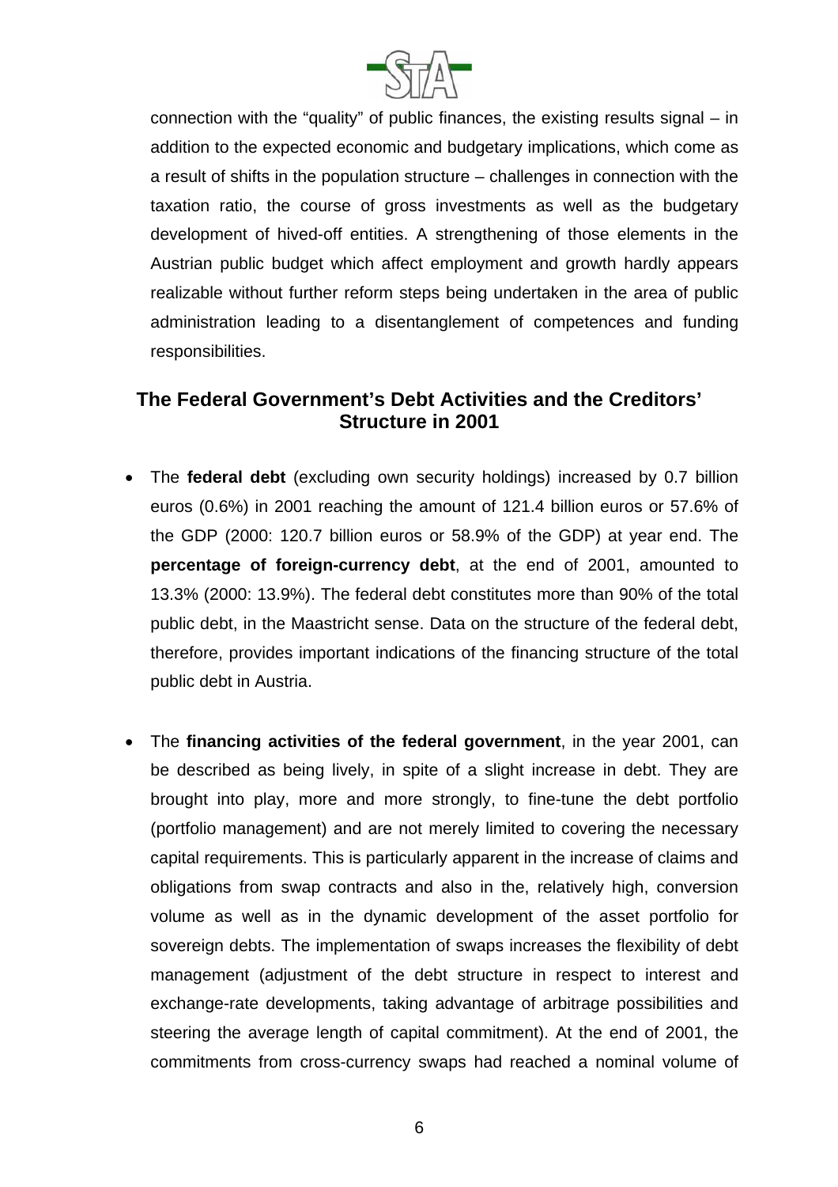connection with the "quality" of public finances, the existing results signal – in addition to the expected economic and budgetary implications, which come as a result of shifts in the population structure – challenges in connection with the taxation ratio, the course of gross investments as well as the budgetary development of hived-off entities. A strengthening of those elements in the Austrian public budget which affect employment and growth hardly appears realizable without further reform steps being undertaken in the area of public administration leading to a disentanglement of competences and funding responsibilities.

## The Federal Government's Debt Activities and the Creditors' Structure in 2001

- The **federal debt** (excluding own security holdings) increased by 0.7 billion euros (0.6%) in 2001 reaching the amount of 121.4 billion euros or 57.6% of the GDP (2000: 120.7 billion euros or 58.9% of the GDP) at year end. The **percentage of foreign-currency debt**, at the end of 2001, amounted to 13.3% (2000: 13.9%). The federal debt constitutes more than 90% of the total public debt, in the Maastricht sense. Data on the structure of the federal debt, therefore, provides important indications of the financing structure of the total public debt in Austria.

- The **financing activities of the federal government**, in the year 2001, can be described as being lively, in spite of a slight increase in debt. They are brought into play, more and more strongly, to fine-tune the debt portfolio (portfolio management) and are not merely limited to covering the necessary capital requirements. This is particularly apparent in the increase of claims and obligations from swap contracts and also in the, relatively high, conversion volume as well as in the dynamic development of the asset portfolio for sovereign debts. The implementation of swaps increases the flexibility of debt management (adjustment of the debt structure in respect to interest and exchange-rate developments, taking advantage of arbitrage possibilities and steering the average length of capital commitment). At the end of 2001, the commitments from cross-currency swaps had reached a nominal volume of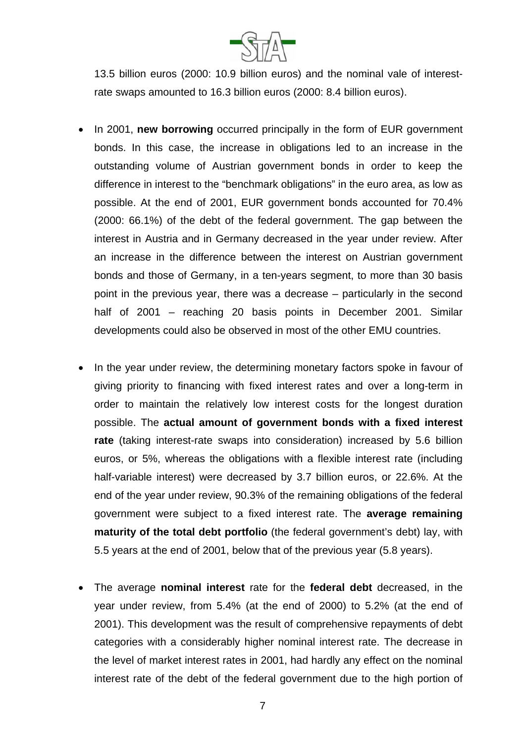13.5 billion euros (2000: 10.9 billion euros) and the nominal vale of interest-rate swaps amounted to 16.3 billion euros (2000: 8.4 billion euros).

- In 2001, **new borrowing** occurred principally in the form of EUR government bonds. In this case, the increase in obligations led to an increase in the outstanding volume of Austrian government bonds in order to keep the difference in interest to the "benchmark obligations" in the euro area, as low as possible. At the end of 2001, EUR government bonds accounted for 70.4% (2000: 66.1%) of the debt of the federal government. The gap between the interest in Austria and in Germany decreased in the year under review. After an increase in the difference between the interest on Austrian government bonds and those of Germany, in a ten-years segment, to more than 30 basis point in the previous year, there was a decrease – particularly in the second half of 2001 – reaching 20 basis points in December 2001. Similar developments could also be observed in most of the other EMU countries.

- In the year under review, the determining monetary factors spoke in favour of giving priority to financing with fixed interest rates and over a long-term in order to maintain the relatively low interest costs for the longest duration possible. The **actual amount of government bonds with a fixed interest rate** (taking interest-rate swaps into consideration) increased by 5.6 billion euros, or 5%, whereas the obligations with a flexible interest rate (including half-variable interest) were decreased by 3.7 billion euros, or 22.6%. At the end of the year under review, 90.3% of the remaining obligations of the federal government were subject to a fixed interest rate. The **average remaining maturity of the total debt portfolio** (the federal government's debt) lay, with 5.5 years at the end of 2001, below that of the previous year (5.8 years).

- The average **nominal interest** rate for the **federal debt** decreased, in the year under review, from 5.4% (at the end of 2000) to 5.2% (at the end of 2001). This development was the result of comprehensive repayments of debt categories with a considerably higher nominal interest rate. The decrease in the level of market interest rates in 2001, had hardly any effect on the nominal interest rate of the debt of the federal government due to the high portion of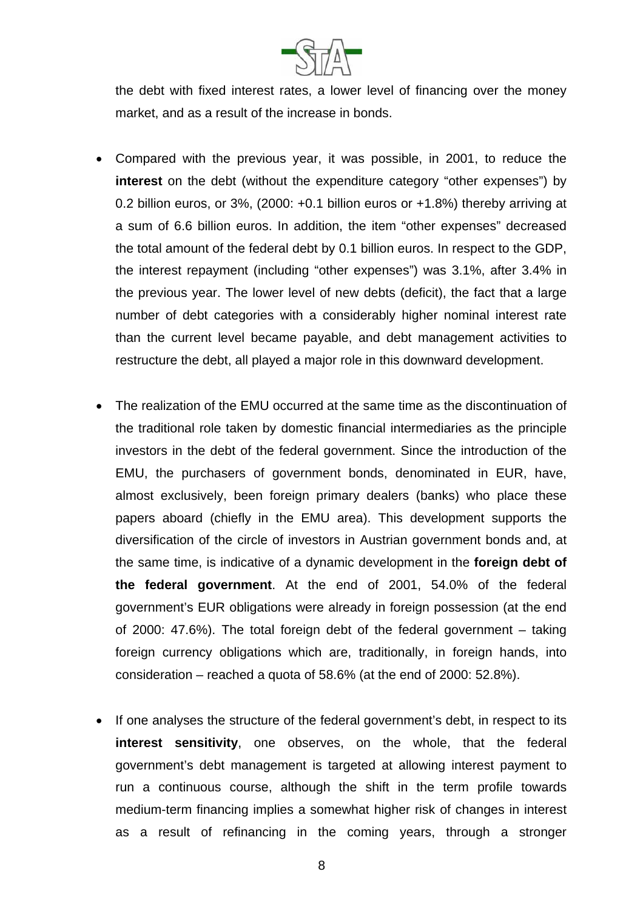the debt with fixed interest rates, a lower level of financing over the money market, and as a result of the increase in bonds.

- Compared with the previous year, it was possible, in 2001, to reduce the **interest** on the debt (without the expenditure category "other expenses") by 0.2 billion euros, or 3%, (2000: +0.1 billion euros or +1.8%) thereby arriving at a sum of 6.6 billion euros. In addition, the item "other expenses" decreased the total amount of the federal debt by 0.1 billion euros. In respect to the GDP, the interest repayment (including "other expenses") was 3.1%, after 3.4% in the previous year. The lower level of new debts (deficit), the fact that a large number of debt categories with a considerably higher nominal interest rate than the current level became payable, and debt management activities to restructure the debt, all played a major role in this downward development.

- The realization of the EMU occurred at the same time as the discontinuation of the traditional role taken by domestic financial intermediaries as the principle investors in the debt of the federal government. Since the introduction of the EMU, the purchasers of government bonds, denominated in EUR, have, almost exclusively, been foreign primary dealers (banks) who place these papers aboard (chiefly in the EMU area). This development supports the diversification of the circle of investors in Austrian government bonds and, at the same time, is indicative of a dynamic development in the **foreign debt of the federal government**. At the end of 2001, 54.0% of the federal government's EUR obligations were already in foreign possession (at the end of 2000: 47.6%). The total foreign debt of the federal government – taking foreign currency obligations which are, traditionally, in foreign hands, into consideration – reached a quota of 58.6% (at the end of 2000: 52.8%).

- If one analyses the structure of the federal government's debt, in respect to its **interest sensitivity**, one observes, on the whole, that the federal government's debt management is targeted at allowing interest payment to run a continuous course, although the shift in the term profile towards medium-term financing implies a somewhat higher risk of changes in interest as a result of refinancing in the coming years, through a stronger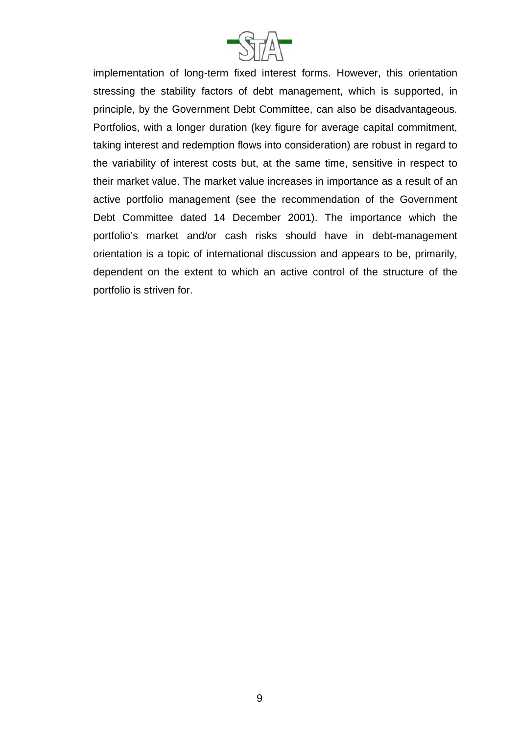implementation of long-term fixed interest forms. However, this orientation stressing the stability factors of debt management, which is supported, in principle, by the Government Debt Committee, can also be disadvantageous. Portfolios, with a longer duration (key figure for average capital commitment, taking interest and redemption flows into consideration) are robust in regard to the variability of interest costs but, at the same time, sensitive in respect to their market value. The market value increases in importance as a result of an active portfolio management (see the recommendation of the Government Debt Committee dated 14 December 2001). The importance which the portfolio's market and/or cash risks should have in debt-management orientation is a topic of international discussion and appears to be, primarily, dependent on the extent to which an active control of the structure of the portfolio is striven for.